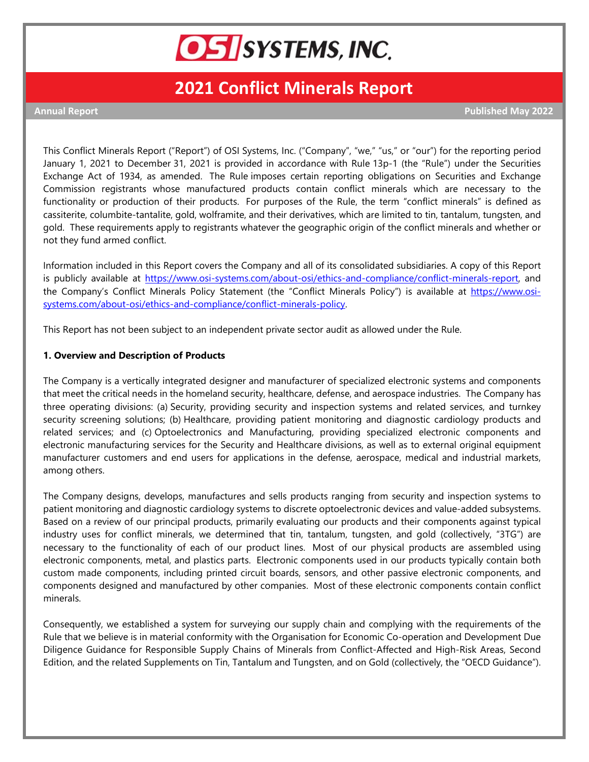# OSI SYSTEMS, INC.

# 2021 Conflict Minerals Report

**Annual Report** **Published May 2022**

This Conflict Minerals Report ("Report") of OSI Systems, Inc. ("Company", "we," "us," or "our") for the reporting period January 1, 2021 to December 31, 2021 is provided in accordance with Rule 13p-1 (the "Rule") under the Securities Exchange Act of 1934, as amended. The Rule imposes certain reporting obligations on Securities and Exchange Commission registrants whose manufactured products contain conflict minerals which are necessary to the functionality or production of their products. For purposes of the Rule, the term "conflict minerals" is defined as cassiterite, columbite-tantalite, gold, wolframite, and their derivatives, which are limited to tin, tantalum, tungsten, and gold. These requirements apply to registrants whatever the geographic origin of the conflict minerals and whether or not they fund armed conflict.

Information included in this Report covers the Company and all of its consolidated subsidiaries. A copy of this Report is publicly available at https://www.osi-systems.com/about-osi/ethics-and-compliance/conflict-minerals-report, and the Company's Conflict Minerals Policy Statement (the "Conflict Minerals Policy") is available at https://www.osi-systems.com/about-osi/ethics-and-compliance/conflict-minerals-policy.

This Report has not been subject to an independent private sector audit as allowed under the Rule.

**1. Overview and Description of Products**

The Company is a vertically integrated designer and manufacturer of specialized electronic systems and components that meet the critical needs in the homeland security, healthcare, defense, and aerospace industries. The Company has three operating divisions: (a) Security, providing security and inspection systems and related services, and turnkey security screening solutions; (b) Healthcare, providing patient monitoring and diagnostic cardiology products and related services; and (c) Optoelectronics and Manufacturing, providing specialized electronic components and electronic manufacturing services for the Security and Healthcare divisions, as well as to external original equipment manufacturer customers and end users for applications in the defense, aerospace, medical and industrial markets, among others.

The Company designs, develops, manufactures and sells products ranging from security and inspection systems to patient monitoring and diagnostic cardiology systems to discrete optoelectronic devices and value-added subsystems. Based on a review of our principal products, primarily evaluating our products and their components against typical industry uses for conflict minerals, we determined that tin, tantalum, tungsten, and gold (collectively, "3TG") are necessary to the functionality of each of our product lines. Most of our physical products are assembled using electronic components, metal, and plastics parts. Electronic components used in our products typically contain both custom made components, including printed circuit boards, sensors, and other passive electronic components, and components designed and manufactured by other companies. Most of these electronic components contain conflict minerals.

Consequently, we established a system for surveying our supply chain and complying with the requirements of the Rule that we believe is in material conformity with the Organisation for Economic Co-operation and Development Due Diligence Guidance for Responsible Supply Chains of Minerals from Conflict-Affected and High-Risk Areas, Second Edition, and the related Supplements on Tin, Tantalum and Tungsten, and on Gold (collectively, the "OECD Guidance").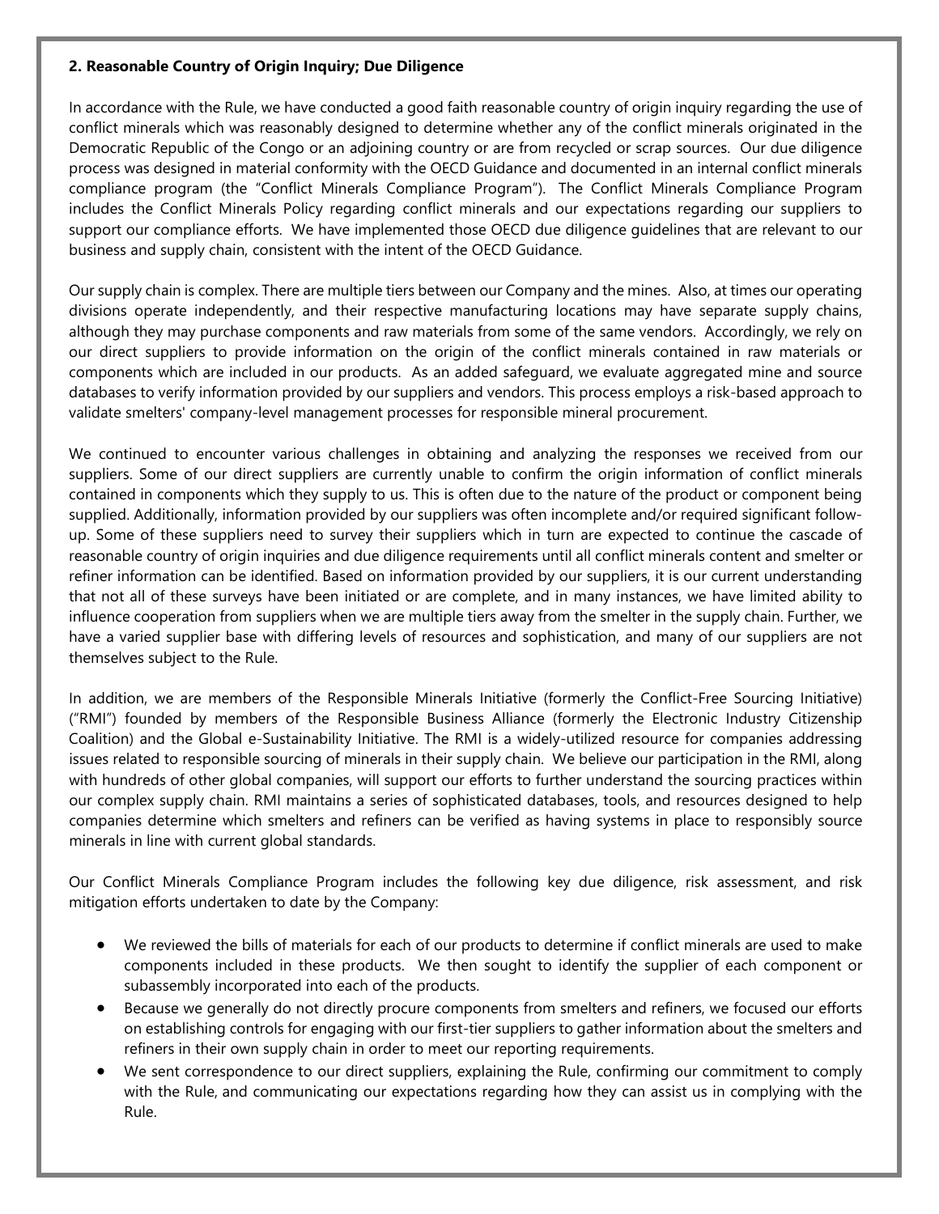**2. Reasonable Country of Origin Inquiry; Due Diligence**

In accordance with the Rule, we have conducted a good faith reasonable country of origin inquiry regarding the use of conflict minerals which was reasonably designed to determine whether any of the conflict minerals originated in the Democratic Republic of the Congo or an adjoining country or are from recycled or scrap sources. Our due diligence process was designed in material conformity with the OECD Guidance and documented in an internal conflict minerals compliance program (the "Conflict Minerals Compliance Program"). The Conflict Minerals Compliance Program includes the Conflict Minerals Policy regarding conflict minerals and our expectations regarding our suppliers to support our compliance efforts. We have implemented those OECD due diligence guidelines that are relevant to our business and supply chain, consistent with the intent of the OECD Guidance.

Our supply chain is complex. There are multiple tiers between our Company and the mines. Also, at times our operating divisions operate independently, and their respective manufacturing locations may have separate supply chains, although they may purchase components and raw materials from some of the same vendors. Accordingly, we rely on our direct suppliers to provide information on the origin of the conflict minerals contained in raw materials or components which are included in our products. As an added safeguard, we evaluate aggregated mine and source databases to verify information provided by our suppliers and vendors. This process employs a risk-based approach to validate smelters' company-level management processes for responsible mineral procurement.

We continued to encounter various challenges in obtaining and analyzing the responses we received from our suppliers. Some of our direct suppliers are currently unable to confirm the origin information of conflict minerals contained in components which they supply to us. This is often due to the nature of the product or component being supplied. Additionally, information provided by our suppliers was often incomplete and/or required significant follow-up. Some of these suppliers need to survey their suppliers which in turn are expected to continue the cascade of reasonable country of origin inquiries and due diligence requirements until all conflict minerals content and smelter or refiner information can be identified. Based on information provided by our suppliers, it is our current understanding that not all of these surveys have been initiated or are complete, and in many instances, we have limited ability to influence cooperation from suppliers when we are multiple tiers away from the smelter in the supply chain. Further, we have a varied supplier base with differing levels of resources and sophistication, and many of our suppliers are not themselves subject to the Rule.

In addition, we are members of the Responsible Minerals Initiative (formerly the Conflict-Free Sourcing Initiative) ("RMI") founded by members of the Responsible Business Alliance (formerly the Electronic Industry Citizenship Coalition) and the Global e-Sustainability Initiative. The RMI is a widely-utilized resource for companies addressing issues related to responsible sourcing of minerals in their supply chain. We believe our participation in the RMI, along with hundreds of other global companies, will support our efforts to further understand the sourcing practices within our complex supply chain. RMI maintains a series of sophisticated databases, tools, and resources designed to help companies determine which smelters and refiners can be verified as having systems in place to responsibly source minerals in line with current global standards.

Our Conflict Minerals Compliance Program includes the following key due diligence, risk assessment, and risk mitigation efforts undertaken to date by the Company:

- We reviewed the bills of materials for each of our products to determine if conflict minerals are used to make components included in these products. We then sought to identify the supplier of each component or subassembly incorporated into each of the products.
- Because we generally do not directly procure components from smelters and refiners, we focused our efforts on establishing controls for engaging with our first-tier suppliers to gather information about the smelters and refiners in their own supply chain in order to meet our reporting requirements.
- We sent correspondence to our direct suppliers, explaining the Rule, confirming our commitment to comply with the Rule, and communicating our expectations regarding how they can assist us in complying with the Rule.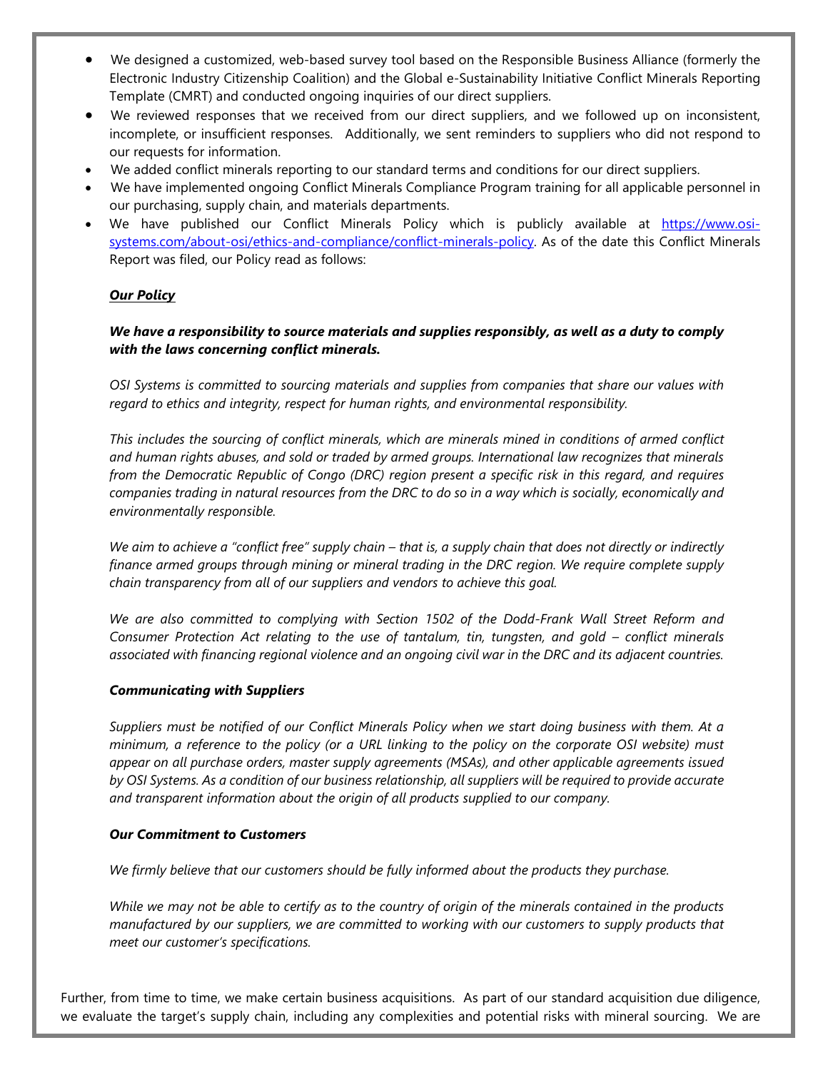- We designed a customized, web-based survey tool based on the Responsible Business Alliance (formerly the Electronic Industry Citizenship Coalition) and the Global e-Sustainability Initiative Conflict Minerals Reporting Template (CMRT) and conducted ongoing inquiries of our direct suppliers.
- We reviewed responses that we received from our direct suppliers, and we followed up on inconsistent, incomplete, or insufficient responses. Additionally, we sent reminders to suppliers who did not respond to our requests for information.
- We added conflict minerals reporting to our standard terms and conditions for our direct suppliers.
- We have implemented ongoing Conflict Minerals Compliance Program training for all applicable personnel in our purchasing, supply chain, and materials departments.
- We have published our Conflict Minerals Policy which is publicly available at [https://www.osi-systems.com/about-osi/ethics-and-compliance/conflict-minerals-policy](https://www.osi-systems.com/about-osi/ethics-and-compliance/conflict-minerals-policy). As of the date this Conflict Minerals Report was filed, our Policy read as follows:

***<u>Our Policy</u>***

***We have a responsibility to source materials and supplies responsibly, as well as a duty to comply with the laws concerning conflict minerals.***

*OSI Systems is committed to sourcing materials and supplies from companies that share our values with regard to ethics and integrity, respect for human rights, and environmental responsibility.*

*This includes the sourcing of conflict minerals, which are minerals mined in conditions of armed conflict and human rights abuses, and sold or traded by armed groups. International law recognizes that minerals from the Democratic Republic of Congo (DRC) region present a specific risk in this regard, and requires companies trading in natural resources from the DRC to do so in a way which is socially, economically and environmentally responsible.*

*We aim to achieve a "conflict free" supply chain – that is, a supply chain that does not directly or indirectly finance armed groups through mining or mineral trading in the DRC region. We require complete supply chain transparency from all of our suppliers and vendors to achieve this goal.*

*We are also committed to complying with Section 1502 of the Dodd-Frank Wall Street Reform and Consumer Protection Act relating to the use of tantalum, tin, tungsten, and gold – conflict minerals associated with financing regional violence and an ongoing civil war in the DRC and its adjacent countries.*

***Communicating with Suppliers***

*Suppliers must be notified of our Conflict Minerals Policy when we start doing business with them. At a minimum, a reference to the policy (or a URL linking to the policy on the corporate OSI website) must appear on all purchase orders, master supply agreements (MSAs), and other applicable agreements issued by OSI Systems. As a condition of our business relationship, all suppliers will be required to provide accurate and transparent information about the origin of all products supplied to our company.*

***Our Commitment to Customers***

*We firmly believe that our customers should be fully informed about the products they purchase.*

*While we may not be able to certify as to the country of origin of the minerals contained in the products manufactured by our suppliers, we are committed to working with our customers to supply products that meet our customer's specifications.*

Further, from time to time, we make certain business acquisitions. As part of our standard acquisition due diligence, we evaluate the target's supply chain, including any complexities and potential risks with mineral sourcing. We are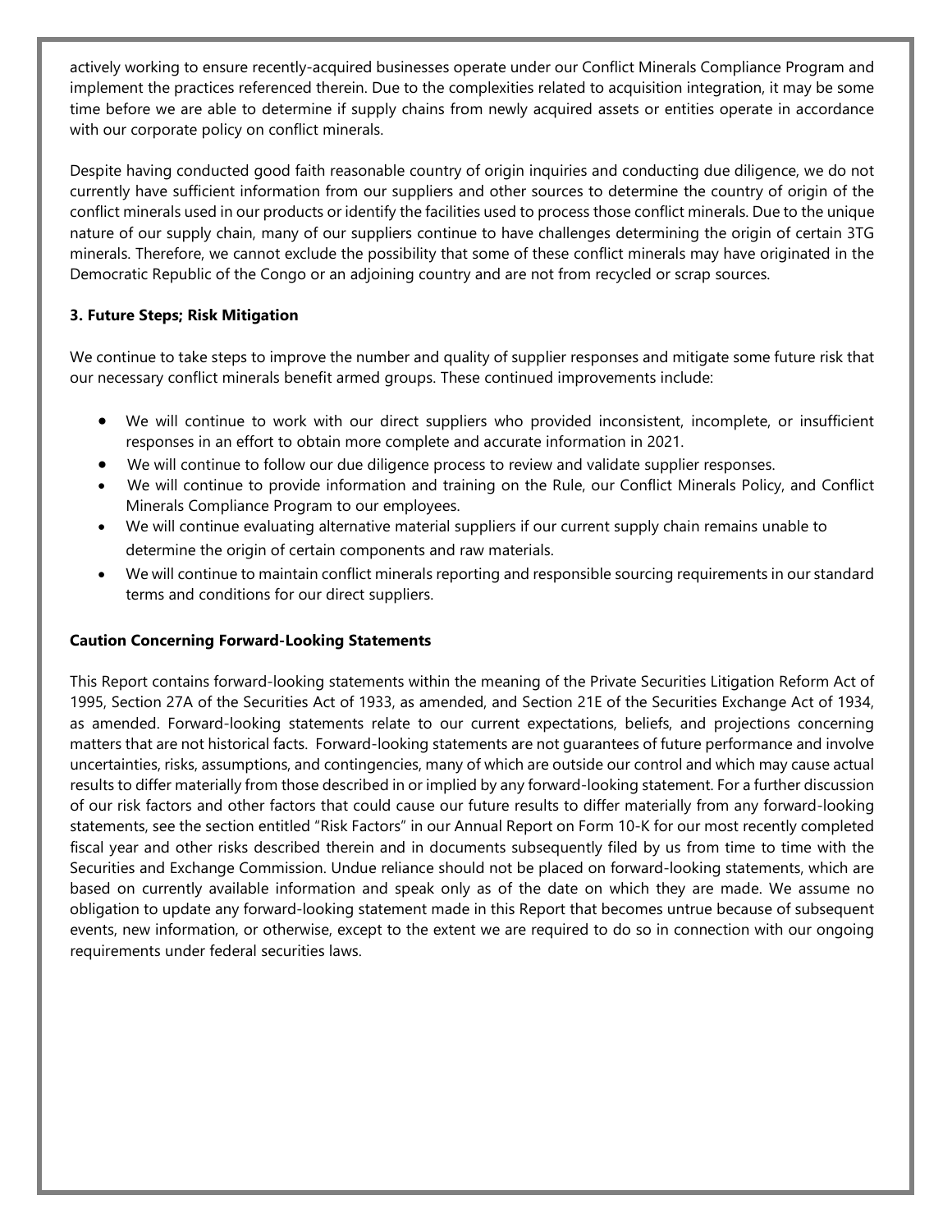actively working to ensure recently-acquired businesses operate under our Conflict Minerals Compliance Program and implement the practices referenced therein. Due to the complexities related to acquisition integration, it may be some time before we are able to determine if supply chains from newly acquired assets or entities operate in accordance with our corporate policy on conflict minerals.

Despite having conducted good faith reasonable country of origin inquiries and conducting due diligence, we do not currently have sufficient information from our suppliers and other sources to determine the country of origin of the conflict minerals used in our products or identify the facilities used to process those conflict minerals. Due to the unique nature of our supply chain, many of our suppliers continue to have challenges determining the origin of certain 3TG minerals. Therefore, we cannot exclude the possibility that some of these conflict minerals may have originated in the Democratic Republic of the Congo or an adjoining country and are not from recycled or scrap sources.

### 3. Future Steps; Risk Mitigation

We continue to take steps to improve the number and quality of supplier responses and mitigate some future risk that our necessary conflict minerals benefit armed groups. These continued improvements include:

- We will continue to work with our direct suppliers who provided inconsistent, incomplete, or insufficient responses in an effort to obtain more complete and accurate information in 2021.
- We will continue to follow our due diligence process to review and validate supplier responses.
- We will continue to provide information and training on the Rule, our Conflict Minerals Policy, and Conflict Minerals Compliance Program to our employees.
- We will continue evaluating alternative material suppliers if our current supply chain remains unable to determine the origin of certain components and raw materials.
- We will continue to maintain conflict minerals reporting and responsible sourcing requirements in our standard terms and conditions for our direct suppliers.

### Caution Concerning Forward-Looking Statements

This Report contains forward-looking statements within the meaning of the Private Securities Litigation Reform Act of 1995, Section 27A of the Securities Act of 1933, as amended, and Section 21E of the Securities Exchange Act of 1934, as amended. Forward-looking statements relate to our current expectations, beliefs, and projections concerning matters that are not historical facts. Forward-looking statements are not guarantees of future performance and involve uncertainties, risks, assumptions, and contingencies, many of which are outside our control and which may cause actual results to differ materially from those described in or implied by any forward-looking statement. For a further discussion of our risk factors and other factors that could cause our future results to differ materially from any forward-looking statements, see the section entitled "Risk Factors" in our Annual Report on Form 10-K for our most recently completed fiscal year and other risks described therein and in documents subsequently filed by us from time to time with the Securities and Exchange Commission. Undue reliance should not be placed on forward-looking statements, which are based on currently available information and speak only as of the date on which they are made. We assume no obligation to update any forward-looking statement made in this Report that becomes untrue because of subsequent events, new information, or otherwise, except to the extent we are required to do so in connection with our ongoing requirements under federal securities laws.